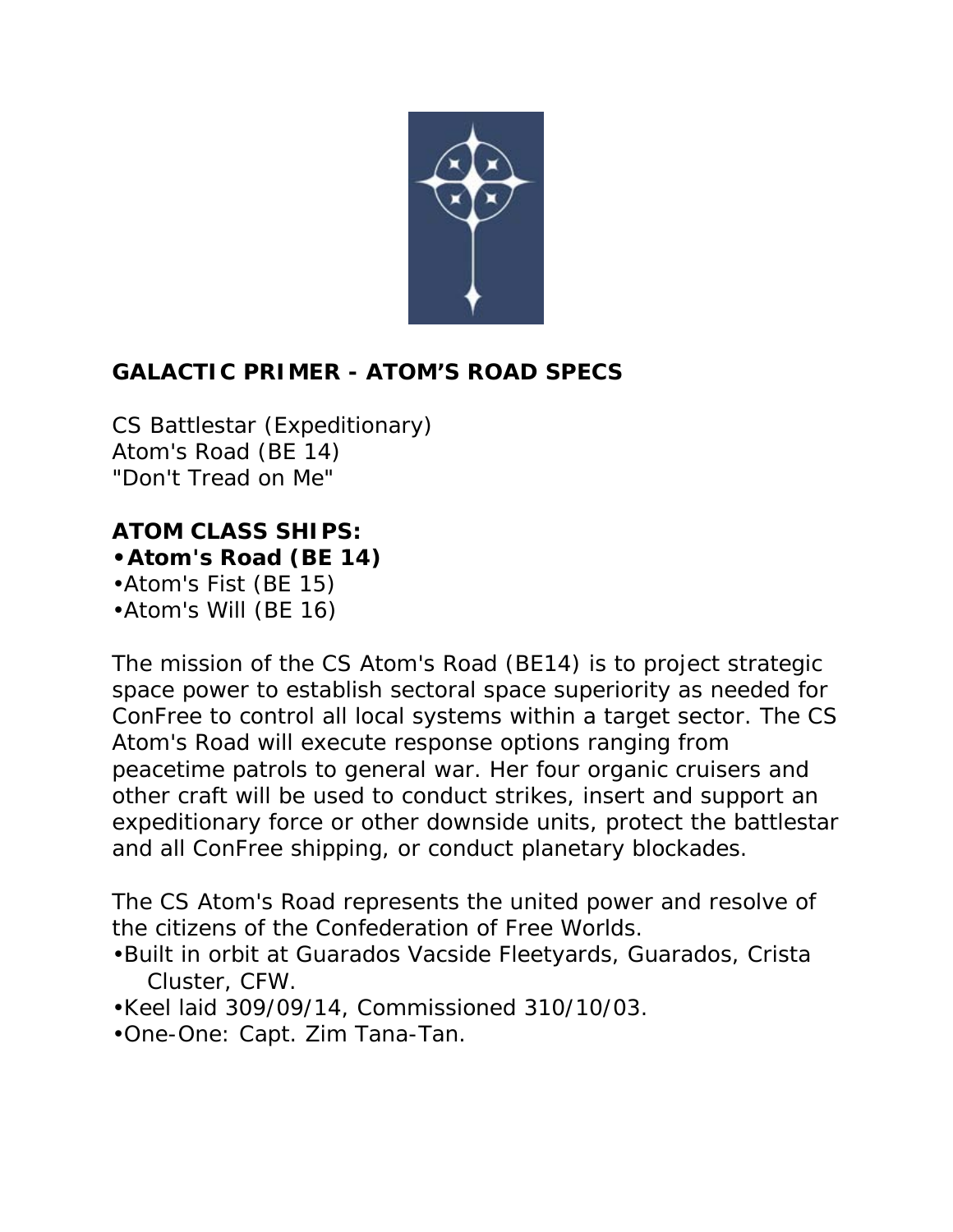## GALACTIC PRIMER - ATOM'S ROAD SPECS

CS Battlestar (Expeditionary)
Atom's Road (BE 14)
"Don't Tread on Me"

**ATOM CLASS SHIPS:**

- **Atom's Road (BE 14)**
- Atom's Fist (BE 15)
- Atom's Will (BE 16)

The mission of the CS Atom's Road (BE14) is to project strategic space power to establish sectoral space superiority as needed for ConFree to control all local systems within a target sector. The CS Atom's Road will execute response options ranging from peacetime patrols to general war. Her four organic cruisers and other craft will be used to conduct strikes, insert and support an expeditionary force or other downside units, protect the battlestar and all ConFree shipping, or conduct planetary blockades.

The CS Atom's Road represents the united power and resolve of the citizens of the Confederation of Free Worlds.

- Built in orbit at Guarados Vacside Fleetyards, Guarados, Crista Cluster, CFW.
- Keel laid 309/09/14, Commissioned 310/10/03.
- One-One: Capt. Zim Tana-Tan.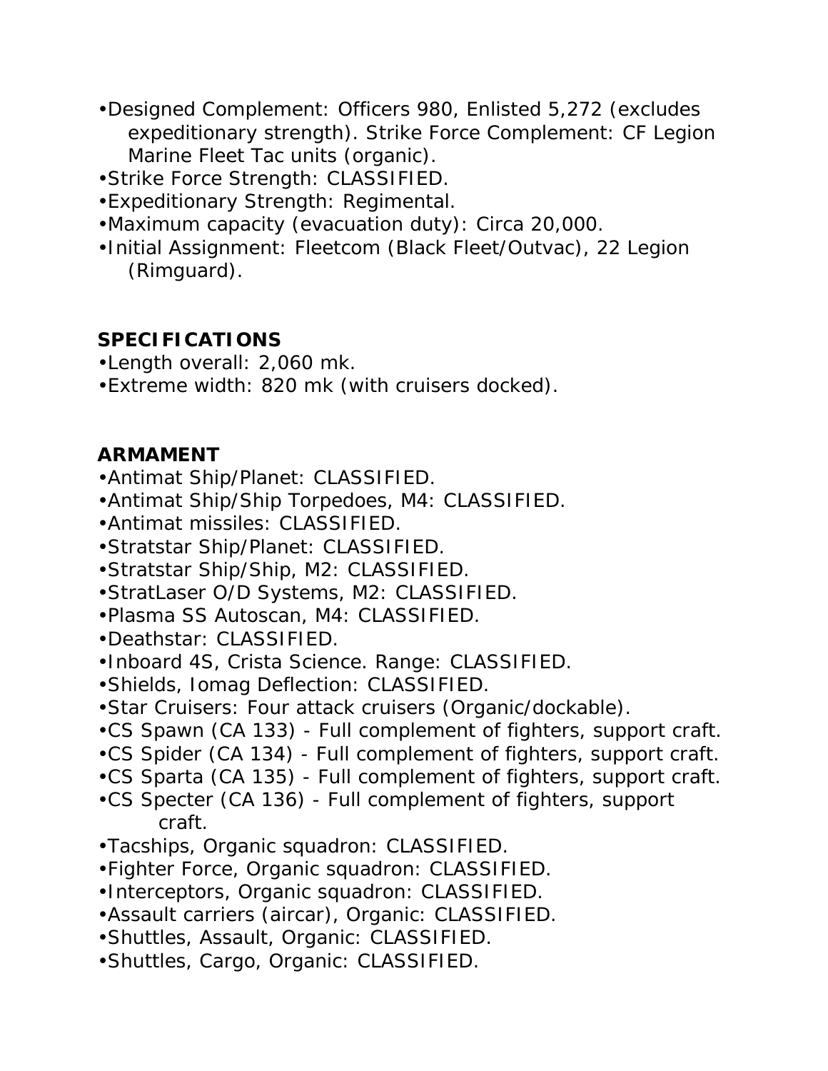- Designed Complement: Officers 980, Enlisted 5,272 (excludes expeditionary strength). Strike Force Complement: CF Legion Marine Fleet Tac units (organic).
- Strike Force Strength: CLASSIFIED.
- Expeditionary Strength: Regimental.
- Maximum capacity (evacuation duty): Circa 20,000.
- Initial Assignment: Fleetcom (Black Fleet/Outvac), 22 Legion (Rimguard).

**SPECIFICATIONS**

- Length overall: 2,060 mk.
- Extreme width: 820 mk (with cruisers docked).

**ARMAMENT**

- Antimat Ship/Planet: CLASSIFIED.
- Antimat Ship/Ship Torpedoes, M4: CLASSIFIED.
- Antimat missiles: CLASSIFIED.
- Stratstar Ship/Planet: CLASSIFIED.
- Stratstar Ship/Ship, M2: CLASSIFIED.
- StratLaser O/D Systems, M2: CLASSIFIED.
- Plasma SS Autoscan, M4: CLASSIFIED.
- Deathstar: CLASSIFIED.
- Inboard 4S, Crista Science. Range: CLASSIFIED.
- Shields, Iomag Deflection: CLASSIFIED.
- Star Cruisers: Four attack cruisers (Organic/dockable).
- CS Spawn (CA 133) - Full complement of fighters, support craft.
- CS Spider (CA 134) - Full complement of fighters, support craft.
- CS Sparta (CA 135) - Full complement of fighters, support craft.
- CS Specter (CA 136) - Full complement of fighters, support craft.
- Tacships, Organic squadron: CLASSIFIED.
- Fighter Force, Organic squadron: CLASSIFIED.
- Interceptors, Organic squadron: CLASSIFIED.
- Assault carriers (aircar), Organic: CLASSIFIED.
- Shuttles, Assault, Organic: CLASSIFIED.
- Shuttles, Cargo, Organic: CLASSIFIED.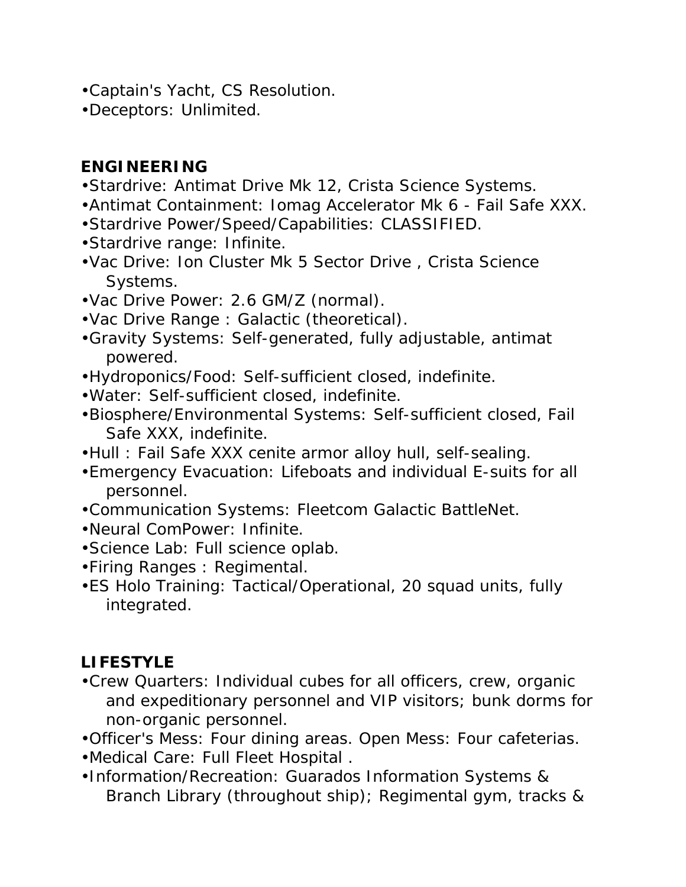- Captain's Yacht, CS Resolution.
- Deceptors: Unlimited.

**ENGINEERING**

- Stardrive: Antimat Drive Mk 12, Crista Science Systems.
- Antimat Containment: Iomag Accelerator Mk 6 - Fail Safe XXX.
- Stardrive Power/Speed/Capabilities: CLASSIFIED.
- Stardrive range: Infinite.
- Vac Drive: Ion Cluster Mk 5 Sector Drive , Crista Science Systems.
- Vac Drive Power: 2.6 GM/Z (normal).
- Vac Drive Range : Galactic (theoretical).
- Gravity Systems: Self-generated, fully adjustable, antimat powered.
- Hydroponics/Food: Self-sufficient closed, indefinite.
- Water: Self-sufficient closed, indefinite.
- Biosphere/Environmental Systems: Self-sufficient closed, Fail Safe XXX, indefinite.
- Hull : Fail Safe XXX cenite armor alloy hull, self-sealing.
- Emergency Evacuation: Lifeboats and individual E-suits for all personnel.
- Communication Systems: Fleetcom Galactic BattleNet.
- Neural ComPower: Infinite.
- Science Lab: Full science oplab.
- Firing Ranges : Regimental.
- ES Holo Training: Tactical/Operational, 20 squad units, fully integrated.

**LIFESTYLE**

- Crew Quarters: Individual cubes for all officers, crew, organic and expeditionary personnel and VIP visitors; bunk dorms for non-organic personnel.
- Officer's Mess: Four dining areas. Open Mess: Four cafeterias.
- Medical Care: Full Fleet Hospital .
- Information/Recreation: Guarados Information Systems & Branch Library (throughout ship); Regimental gym, tracks &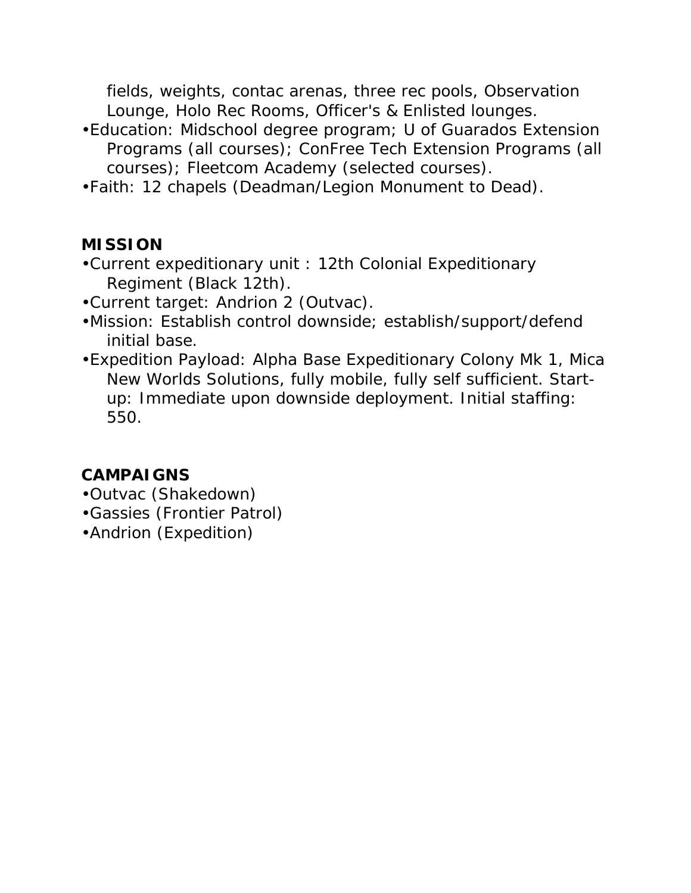fields, weights, contac arenas, three rec pools, Observation Lounge, Holo Rec Rooms, Officer's & Enlisted lounges.

- Education: Midschool degree program; U of Guarados Extension Programs (all courses); ConFree Tech Extension Programs (all courses); Fleetcom Academy (selected courses).
- Faith: 12 chapels (Deadman/Legion Monument to Dead).

## MISSION

- Current expeditionary unit : 12th Colonial Expeditionary Regiment (Black 12th).
- Current target: Andrion 2 (Outvac).
- Mission: Establish control downside; establish/support/defend initial base.
- Expedition Payload: Alpha Base Expeditionary Colony Mk 1, Mica New Worlds Solutions, fully mobile, fully self sufficient. Start-up: Immediate upon downside deployment. Initial staffing: 550.

## CAMPAIGNS

- Outvac (Shakedown)
- Gassies (Frontier Patrol)
- Andrion (Expedition)